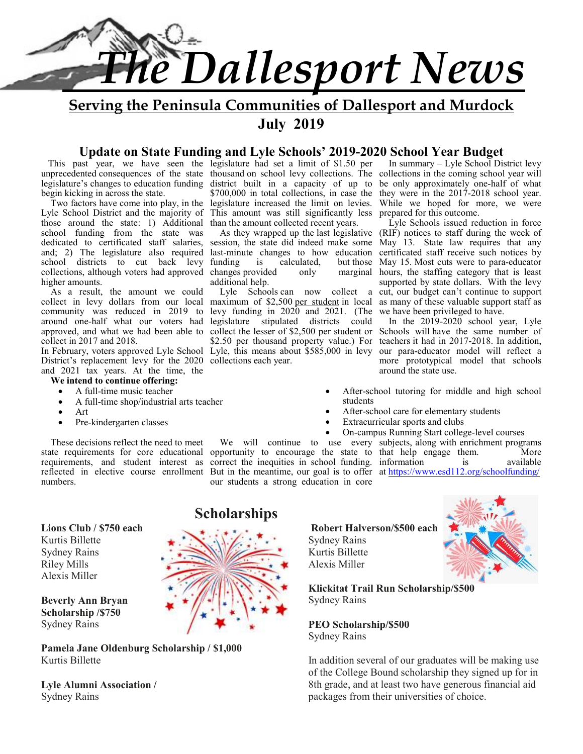# The Dallesport News

**Serving the Peninsula Communities of Dallesport and Murdock**

**July 2019**

## Update on State Funding and Lyle Schools' 2019-2020 School Year Budget

This past year, we have seen the unprecedented consequences of the state legislature's changes to education funding begin kicking in across the state.

Two factors have come into play, in the Lyle School District and the majority of those around the state: 1) Additional school funding from the state was dedicated to certificated staff salaries, and; 2) The legislature also required school districts to cut back levy collections, although voters had approved higher amounts.

As a result, the amount we could collect in levy dollars from our local community was reduced in 2019 to around one-half what our voters had approved, and what we had been able to collect in 2017 and 2018.

In February, voters approved Lyle School District's replacement levy for the 2020 and 2021 tax years. At the time, the legislature had set a limit of $1.50 per thousand on school levy collections. The district built in a capacity of up to $700,000 in total collections, in case the legislature increased the limit on levies. This amount was still significantly less than the amount collected recent years.

As they wrapped up the last legislative session, the state did indeed make some last-minute changes to how education funding is calculated, but those changes provided only marginal additional help.

Lyle Schools can now collect a maximum of $2,500 per student in local levy funding in 2020 and 2021. (The legislature stipulated districts could collect the lesser of $2,500 per student or $2.50 per thousand property value.) For Lyle, this means about $585,000 in levy collections each year.

In summary – Lyle School District levy collections in the coming school year will be only approximately one-half of what they were in the 2017-2018 school year. While we hoped for more, we were prepared for this outcome.

Lyle Schools issued reduction in force (RIF) notices to staff during the week of May 13. State law requires that any certificated staff receive such notices by May 15. Most cuts were to para-educator hours, the staffing category that is least supported by state dollars. With the levy cut, our budget can't continue to support as many of these valuable support staff as we have been privileged to have.

In the 2019-2020 school year, Lyle Schools will have the same number of teachers it had in 2017-2018. In addition, our para-educator model will reflect a more prototypical model that schools around the state use.

**We intend to continue offering:**

- A full-time music teacher
- A full-time shop/industrial arts teacher
- Art
- Pre-kindergarten classes
- After-school tutoring for middle and high school students
- After-school care for elementary students
- Extracurricular sports and clubs
- On-campus Running Start college-level courses

These decisions reflect the need to meet state requirements for core educational requirements, and student interest as reflected in elective course enrollment numbers.

We will continue to use every opportunity to encourage the state to correct the inequities in school funding. But in the meantime, our goal is to offer our students a strong education in core subjects, along with enrichment programs that help engage them. More information is available at https://www.esd112.org/schoolfunding/

## Scholarships

**Lions Club / $750 each**
Kurtis Billette
Sydney Rains
Riley Mills
Alexis Miller

**Beverly Ann Bryan Scholarship /$750**
Sydney Rains

**Pamela Jane Oldenburg Scholarship / $1,000**
Kurtis Billette

**Lyle Alumni Association /**
Sydney Rains

**Robert Halverson/$500 each**
Sydney Rains
Kurtis Billette
Alexis Miller

**Klickitat Trail Run Scholarship/$500**
Sydney Rains

**PEO Scholarship/$500**
Sydney Rains

In addition several of our graduates will be making use of the College Bound scholarship they signed up for in 8th grade, and at least two have generous financial aid packages from their universities of choice.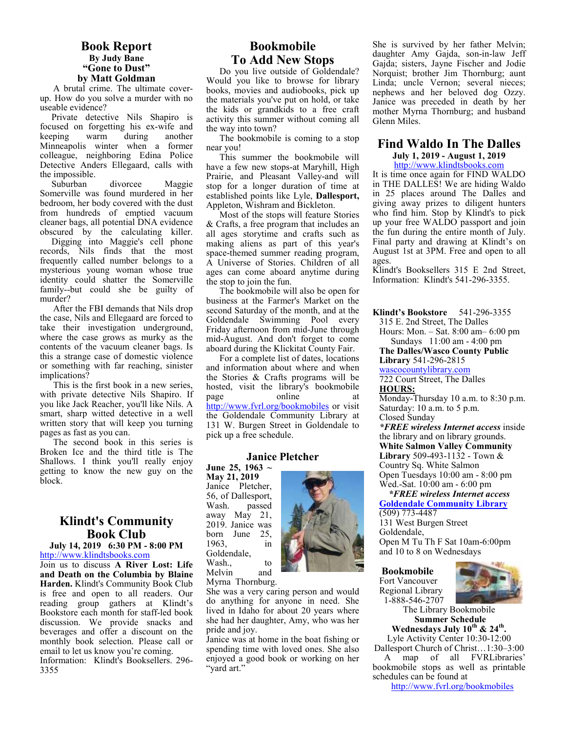## Book Report

**By Judy Bane**

**"Gone to Dust"**

**by Matt Goldman**

A brutal crime. The ultimate cover-up. How do you solve a murder with no useable evidence?

Private detective Nils Shapiro is focused on forgetting his ex-wife and keeping warm during another Minneapolis winter when a former colleague, neighboring Edina Police Detective Anders Ellegaard, calls with the impossible.

Suburban divorcee Maggie Somerville was found murdered in her bedroom, her body covered with the dust from hundreds of emptied vacuum cleaner bags, all potential DNA evidence obscured by the calculating killer.

Digging into Maggie's cell phone records, Nils finds that the most frequently called number belongs to a mysterious young woman whose true identity could shatter the Somerville family--but could she be guilty of murder?

After the FBI demands that Nils drop the case, Nils and Ellegaard are forced to take their investigation underground, where the case grows as murky as the contents of the vacuum cleaner bags. Is this a strange case of domestic violence or something with far reaching, sinister implications?

This is the first book in a new series, with private detective Nils Shapiro. If you like Jack Reacher, you'll like Nils. A smart, sharp witted detective in a well written story that will keep you turning pages as fast as you can.

The second book in this series is Broken Ice and the third title is The Shallows. I think you'll really enjoy getting to know the new guy on the block.

## Klindt's Community Book Club

**July 14, 2019 6:30 PM - 8:00 PM**

http://www.klindtsbooks.com

Join us to discuss **A River Lost: Life and Death on the Columbia by Blaine Harden.** Klindt's Community Book Club is free and open to all readers. Our reading group gathers at Klindt's Bookstore each month for staff-led book discussion. We provide snacks and beverages and offer a discount on the monthly book selection. Please call or email to let us know you're coming.

Information: Klindt's Booksellers. 296-3355

## Bookmobile To Add New Stops

Do you live outside of Goldendale? Would you like to browse for library books, movies and audiobooks, pick up the materials you've put on hold, or take the kids or grandkids to a free craft activity this summer without coming all the way into town?

The bookmobile is coming to a stop near you!

This summer the bookmobile will have a few new stops-at Maryhill, High Prairie, and Pleasant Valley-and will stop for a longer duration of time at established points like Lyle, **Dallesport,** Appleton, Wishram and Bickleton.

Most of the stops will feature Stories & Crafts, a free program that includes an all ages storytime and crafts such as making aliens as part of this year's space-themed summer reading program, A Universe of Stories. Children of all ages can come aboard anytime during the stop to join the fun.

The bookmobile will also be open for business at the Farmer's Market on the second Saturday of the month, and at the Goldendale Swimming Pool every Friday afternoon from mid-June through mid-August. And don't forget to come aboard during the Klickitat County Fair.

For a complete list of dates, locations and information about where and when the Stories & Crafts programs will be hosted, visit the library's bookmobile page online at http://www.fvrl.org/bookmobiles or visit the Goldendale Community Library at 131 W. Burgen Street in Goldendale to pick up a free schedule.

## Janice Pletcher

**June 25, 1963 ~ May 21, 2019**

Janice Pletcher, 56, of Dallesport, Wash. passed away May 21, 2019. Janice was born June 25, 1963, in Goldendale, Wash., to Melvin and Myrna Thornburg.

She was a very caring person and would do anything for anyone in need. She lived in Idaho for about 20 years where she had her daughter, Amy, who was her pride and joy.

Janice was at home in the boat fishing or spending time with loved ones. She also enjoyed a good book or working on her "yard art."

She is survived by her father Melvin; daughter Amy Gajda, son-in-law Jeff Gajda; sisters, Jayne Fischer and Jodie Norquist; brother Jim Thornburg; aunt Linda; uncle Vernon; several nieces; nephews and her beloved dog Ozzy. Janice was preceded in death by her mother Myrna Thornburg; and husband Glenn Miles.

## Find Waldo In The Dalles

**July 1, 2019 - August 1, 2019**

http://www.klindtsbooks.com

It is time once again for FIND WALDO in THE DALLES! We are hiding Waldo in 25 places around The Dalles and giving away prizes to diligent hunters who find him. Stop by Klindt's to pick up your free WALDO passport and join the fun during the entire month of July. Final party and drawing at Klindt's on August 1st at 3PM. Free and open to all ages.

Klindt's Booksellers 315 E 2nd Street, Information: Klindt's 541-296-3355.

**Klindt's Bookstore** 541-296-3355
315 E. 2nd Street, The Dalles
Hours: Mon. – Sat. 8:00 am– 6:00 pm
Sundays 11:00 am - 4:00 pm

**The Dalles/Wasco County Public Library** 541-296-2815
wascocountylibrary.com
722 Court Street, The Dalles
**HOURS:**
Monday-Thursday 10 a.m. to 8:30 p.m.
Saturday: 10 a.m. to 5 p.m.
Closed Sunday
***FREE wireless Internet access** inside the library and on library grounds.

**White Salmon Valley Community Library** 509-493-1132 - Town & Country Sq. White Salmon
Open Tuesdays 10:00 am - 8:00 pm
Wed.-Sat. 10:00 am - 6:00 pm
***FREE wireless Internet access***

**Goldendale Community Library**
(509) 773-4487
131 West Burgen Street
Goldendale,
Open M Tu Th F Sat 10am-6:00pm and 10 to 8 on Wednesdays

**Bookmobile**
Fort Vancouver Regional Library
1-888-546-2707

The Library Bookmobile
**Summer Schedule**
**Wednesdays July 10th & 24th.**
Lyle Activity Center 10:30-12:00
Dallesport Church of Christ…1:30–3:00

A map of all FVRLibraries' bookmobile stops as well as printable schedules can be found at
http://www.fvrl.org/bookmobiles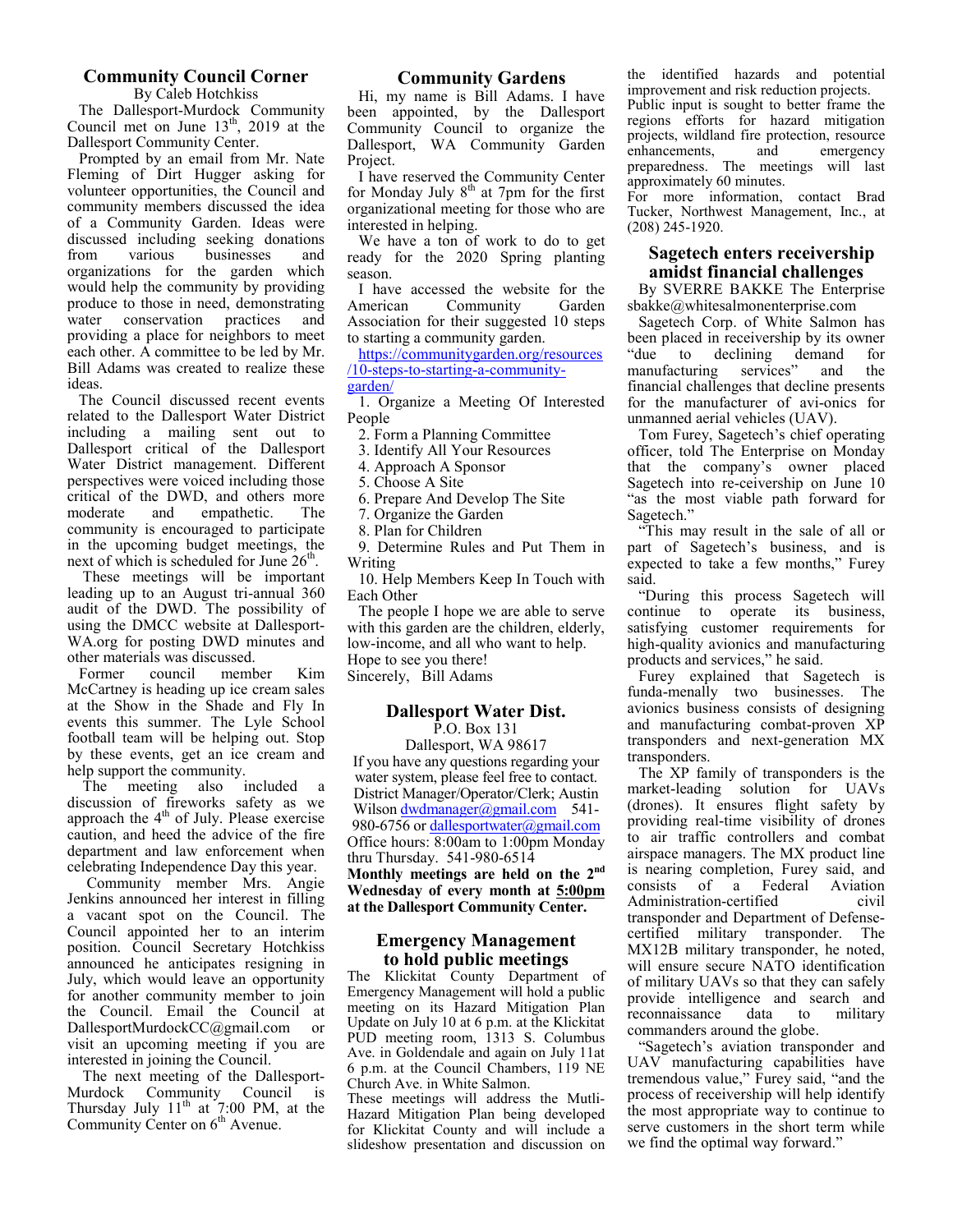## Community Council Corner

By Caleb Hotchkiss

The Dallesport-Murdock Community Council met on June 13th, 2019 at the Dallesport Community Center.

Prompted by an email from Mr. Nate Fleming of Dirt Hugger asking for volunteer opportunities, the Council and community members discussed the idea of a Community Garden. Ideas were discussed including seeking donations from various businesses and organizations for the garden which would help the community by providing produce to those in need, demonstrating water conservation practices and providing a place for neighbors to meet each other. A committee to be led by Mr. Bill Adams was created to realize these ideas.

The Council discussed recent events related to the Dallesport Water District including a mailing sent out to Dallesport critical of the Dallesport Water District management. Different perspectives were voiced including those critical of the DWD, and others more moderate and empathetic. The community is encouraged to participate in the upcoming budget meetings, the next of which is scheduled for June 26th.

These meetings will be important leading up to an August tri-annual 360 audit of the DWD. The possibility of using the DMCC website at Dallesport-WA.org for posting DWD minutes and other materials was discussed.

Former council member Kim McCartney is heading up ice cream sales at the Show in the Shade and Fly In events this summer. The Lyle School football team will be helping out. Stop by these events, get an ice cream and help support the community.

The meeting also included a discussion of fireworks safety as we approach the 4th of July. Please exercise caution, and heed the advice of the fire department and law enforcement when celebrating Independence Day this year.

Community member Mrs. Angie Jenkins announced her interest in filling a vacant spot on the Council. The Council appointed her to an interim position. Council Secretary Hotchkiss announced he anticipates resigning in July, which would leave an opportunity for another community member to join the Council. Email the Council at DallesportMurdockCC@gmail.com or visit an upcoming meeting if you are interested in joining the Council.

The next meeting of the Dallesport-Murdock Community Council is Thursday July 11th at 7:00 PM, at the Community Center on 6th Avenue.

## Community Gardens

Hi, my name is Bill Adams. I have been appointed, by the Dallesport Community Council to organize the Dallesport, WA Community Garden Project.

I have reserved the Community Center for Monday July 8th at 7pm for the first organizational meeting for those who are interested in helping.

We have a ton of work to do to get ready for the 2020 Spring planting season.

I have accessed the website for the American Community Garden Association for their suggested 10 steps to starting a community garden.

https://communitygarden.org/resources/10-steps-to-starting-a-community-garden/

1. Organize a Meeting Of Interested People
2. Form a Planning Committee
3. Identify All Your Resources
4. Approach A Sponsor
5. Choose A Site
6. Prepare And Develop The Site
7. Organize the Garden
8. Plan for Children
9. Determine Rules and Put Them in Writing
10. Help Members Keep In Touch with Each Other

The people I hope we are able to serve with this garden are the children, elderly, low-income, and all who want to help. Hope to see you there!

Sincerely, Bill Adams

## Dallesport Water Dist.

P.O. Box 131
Dallesport, WA 98617

If you have any questions regarding your water system, please feel free to contact. District Manager/Operator/Clerk; Austin Wilson dwdmanager@gmail.com 541-980-6756 or dallesportwater@gmail.com

Office hours: 8:00am to 1:00pm Monday thru Thursday. 541-980-6514

**Monthly meetings are held on the 2nd Wednesday of every month at 5:00pm at the Dallesport Community Center.**

## Emergency Management to hold public meetings

The Klickitat County Department of Emergency Management will hold a public meeting on its Hazard Mitigation Plan Update on July 10 at 6 p.m. at the Klickitat PUD meeting room, 1313 S. Columbus Ave. in Goldendale and again on July 11at 6 p.m. at the Council Chambers, 119 NE Church Ave. in White Salmon.

These meetings will address the Mutli-Hazard Mitigation Plan being developed for Klickitat County and will include a slideshow presentation and discussion on the identified hazards and potential improvement and risk reduction projects. Public input is sought to better frame the regions efforts for hazard mitigation projects, wildland fire protection, resource enhancements, and emergency preparedness. The meetings will last approximately 60 minutes.

For more information, contact Brad Tucker, Northwest Management, Inc., at (208) 245-1920.

## Sagetech enters receivership amidst financial challenges

By SVERRE BAKKE The Enterprise sbakke@whitesalmonenterprise.com

Sagetech Corp. of White Salmon has been placed in receivership by its owner "due to declining demand for manufacturing services" and the financial challenges that decline presents for the manufacturer of avi-onics for unmanned aerial vehicles (UAV).

Tom Furey, Sagetech's chief operating officer, told The Enterprise on Monday that the company's owner placed Sagetech into re-ceivership on June 10 "as the most viable path forward for Sagetech."

"This may result in the sale of all or part of Sagetech's business, and is expected to take a few months," Furey said.

"During this process Sagetech will continue to operate its business, satisfying customer requirements for high-quality avionics and manufacturing products and services," he said.

Furey explained that Sagetech is funda-menally two businesses. The avionics business consists of designing and manufacturing combat-proven XP transponders and next-generation MX transponders.

The XP family of transponders is the market-leading solution for UAVs (drones). It ensures flight safety by providing real-time visibility of drones to air traffic controllers and combat airspace managers. The MX product line is nearing completion, Furey said, and consists of a Federal Aviation Administration-certified civil transponder and Department of Defense-certified military transponder. The MX12B military transponder, he noted, will ensure secure NATO identification of military UAVs so that they can safely provide intelligence and search and reconnaissance data to military commanders around the globe.

"Sagetech's aviation transponder and UAV manufacturing capabilities have tremendous value," Furey said, "and the process of receivership will help identify the most appropriate way to continue to serve customers in the short term while we find the optimal way forward."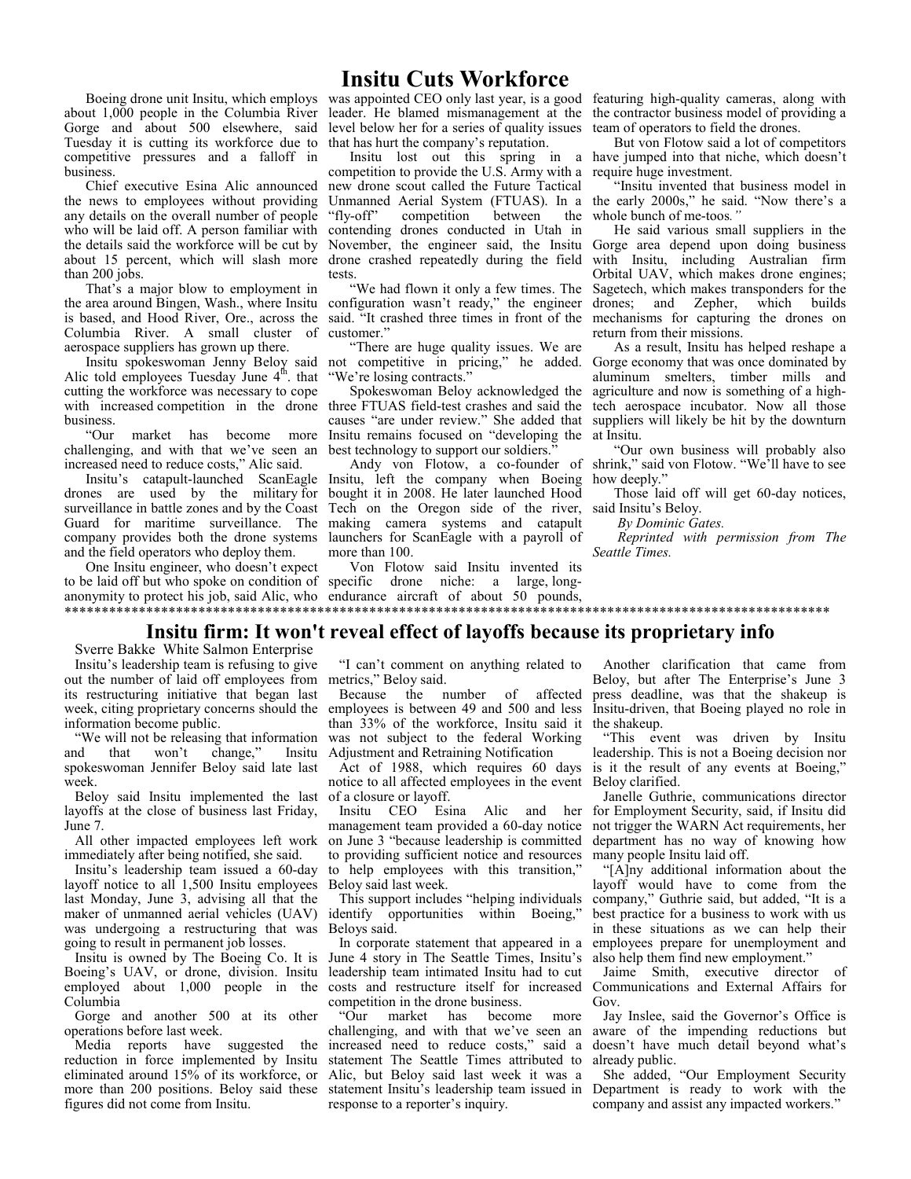# Insitu Cuts Workforce

Boeing drone unit Insitu, which employs about 1,000 people in the Columbia River Gorge and about 500 elsewhere, said Tuesday it is cutting its workforce due to competitive pressures and a falloff in business.

Chief executive Esina Alic announced the news to employees without providing any details on the overall number of people who will be laid off. A person familiar with the details said the workforce will be cut by about 15 percent, which will slash more than 200 jobs.

That's a major blow to employment in the area around Bingen, Wash., where Insitu is based, and Hood River, Ore., across the Columbia River. A small cluster of aerospace suppliers has grown up there.

Insitu spokeswoman Jenny Beloy said Alic told employees Tuesday June 4th. that cutting the workforce was necessary to cope with increased competition in the drone business.

"Our market has become more challenging, and with that we've seen an increased need to reduce costs," Alic said.

Insitu's catapult-launched ScanEagle drones are used by the military for surveillance in battle zones and by the Coast Guard for maritime surveillance. The company provides both the drone systems and the field operators who deploy them.

One Insitu engineer, who doesn't expect to be laid off but who spoke on condition of anonymity to protect his job, said Alic, who was appointed CEO only last year, is a good leader. He blamed mismanagement at the level below her for a series of quality issues that has hurt the company's reputation.

Insitu lost out this spring in a competition to provide the U.S. Army with a new drone scout called the Future Tactical Unmanned Aerial System (FTUAS). In a "fly-off" competition between the contending drones conducted in Utah in November, the engineer said, the Insitu drone crashed repeatedly during the field tests.

"We had flown it only a few times. The configuration wasn't ready," the engineer said. "It crashed three times in front of the customer."

"There are huge quality issues. We are not competitive in pricing," he added. "We're losing contracts."

Spokeswoman Beloy acknowledged the three FTUAS field-test crashes and said the causes "are under review." She added that Insitu remains focused on "developing the best technology to support our soldiers."

Andy von Flotow, a co-founder of Insitu, left the company when Boeing bought it in 2008. He later launched Hood Tech on the Oregon side of the river, making camera systems and catapult launchers for ScanEagle with a payroll of more than 100.

Von Flotow said Insitu invented its specific drone niche: a large, long-endurance aircraft of about 50 pounds, featuring high-quality cameras, along with the contractor business model of providing a team of operators to field the drones.

But von Flotow said a lot of competitors have jumped into that niche, which doesn't require huge investment.

"Insitu invented that business model in the early 2000s," he said. "Now there's a whole bunch of me-toos*."*

He said various small suppliers in the Gorge area depend upon doing business with Insitu, including Australian firm Orbital UAV, which makes drone engines; Sagetech, which makes transponders for the drones; and Zepher, which builds mechanisms for capturing the drones on return from their missions.

As a result, Insitu has helped reshape a Gorge economy that was once dominated by aluminum smelters, timber mills and agriculture and now is something of a high-tech aerospace incubator. Now all those suppliers will likely be hit by the downturn at Insitu.

"Our own business will probably also shrink," said von Flotow. "We'll have to see how deeply."

Those laid off will get 60-day notices, said Insitu's Beloy.

*By Dominic Gates.*

*Reprinted with permission from The Seattle Times.*

****************************************************************************************************

# Insitu firm: It won't reveal effect of layoffs because its proprietary info

Sverre Bakke White Salmon Enterprise

Insitu's leadership team is refusing to give out the number of laid off employees from its restructuring initiative that began last week, citing proprietary concerns should the information become public.

"We will not be releasing that information and that won't change," Insitu spokeswoman Jennifer Beloy said late last week.

Beloy said Insitu implemented the last layoffs at the close of business last Friday, June 7.

All other impacted employees left work immediately after being notified, she said.

Insitu's leadership team issued a 60-day layoff notice to all 1,500 Insitu employees last Monday, June 3, advising all that the maker of unmanned aerial vehicles (UAV) was undergoing a restructuring that was going to result in permanent job losses.

Insitu is owned by The Boeing Co. It is Boeing's UAV, or drone, division. Insitu employed about 1,000 people in the Columbia

Gorge and another 500 at its other operations before last week.

Media reports have suggested the reduction in force implemented by Insitu eliminated around 15% of its workforce, or more than 200 positions. Beloy said these figures did not come from Insitu.

"I can't comment on anything related to metrics," Beloy said.

Because the number of affected employees is between 49 and 500 and less than 33% of the workforce, Insitu said it was not subject to the federal Working Adjustment and Retraining Notification

Act of 1988, which requires 60 days notice to all affected employees in the event of a closure or layoff.

Insitu CEO Esina Alic and her management team provided a 60-day notice on June 3 "because leadership is committed to providing sufficient notice and resources to help employees with this transition," Beloy said last week.

This support includes "helping individuals identify opportunities within Boeing," Beloys said.

In corporate statement that appeared in a June 4 story in The Seattle Times, Insitu's leadership team intimated Insitu had to cut costs and restructure itself for increased competition in the drone business.

"Our market has become more challenging, and with that we've seen an increased need to reduce costs," said a statement The Seattle Times attributed to Alic, but Beloy said last week it was a statement Insitu's leadership team issued in response to a reporter's inquiry.

Another clarification that came from Beloy, but after The Enterprise's June 3 press deadline, was that the shakeup is Insitu-driven, that Boeing played no role in the shakeup.

"This event was driven by Insitu leadership. This is not a Boeing decision nor is it the result of any events at Boeing," Beloy clarified.

Janelle Guthrie, communications director for Employment Security, said, if Insitu did not trigger the WARN Act requirements, her department has no way of knowing how many people Insitu laid off.

"[A]ny additional information about the layoff would have to come from the company," Guthrie said, but added, "It is a best practice for a business to work with us in these situations as we can help their employees prepare for unemployment and also help them find new employment."

Jaime Smith, executive director of Communications and External Affairs for Gov.

Jay Inslee, said the Governor's Office is aware of the impending reductions but doesn't have much detail beyond what's already public.

She added, "Our Employment Security Department is ready to work with the company and assist any impacted workers."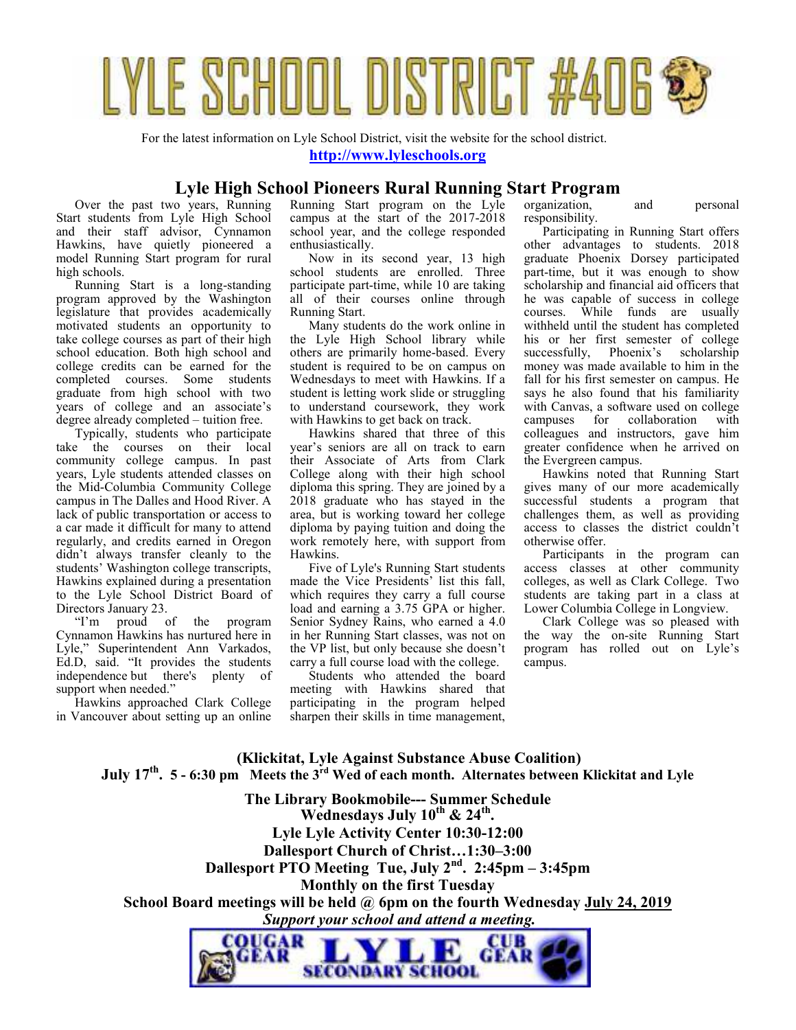# LYLE SCHOOL DISTRICT #406

For the latest information on Lyle School District, visit the website for the school district.

**http://www.lyleschools.org**

## Lyle High School Pioneers Rural Running Start Program

Over the past two years, Running Start students from Lyle High School and their staff advisor, Cynnamon Hawkins, have quietly pioneered a model Running Start program for rural high schools.

Running Start is a long-standing program approved by the Washington legislature that provides academically motivated students an opportunity to take college courses as part of their high school education. Both high school and college credits can be earned for the completed courses. Some students graduate from high school with two years of college and an associate's degree already completed – tuition free.

Typically, students who participate take the courses on their local community college campus. In past years, Lyle students attended classes on the Mid-Columbia Community College campus in The Dalles and Hood River. A lack of public transportation or access to a car made it difficult for many to attend regularly, and credits earned in Oregon didn't always transfer cleanly to the students' Washington college transcripts, Hawkins explained during a presentation to the Lyle School District Board of Directors January 23.

"I'm proud of the program Cynnamon Hawkins has nurtured here in Lyle," Superintendent Ann Varkados, Ed.D, said. "It provides the students independence but there's plenty of support when needed."

Hawkins approached Clark College in Vancouver about setting up an online Running Start program on the Lyle campus at the start of the 2017-2018 school year, and the college responded enthusiastically.

Now in its second year, 13 high school students are enrolled. Three participate part-time, while 10 are taking all of their courses online through Running Start.

Many students do the work online in the Lyle High School library while others are primarily home-based. Every student is required to be on campus on Wednesdays to meet with Hawkins. If a student is letting work slide or struggling to understand coursework, they work with Hawkins to get back on track.

Hawkins shared that three of this year's seniors are all on track to earn their Associate of Arts from Clark College along with their high school diploma this spring. They are joined by a 2018 graduate who has stayed in the area, but is working toward her college diploma by paying tuition and doing the work remotely here, with support from Hawkins.

Five of Lyle's Running Start students made the Vice Presidents' list this fall, which requires they carry a full course load and earning a 3.75 GPA or higher. Senior Sydney Rains, who earned a 4.0 in her Running Start classes, was not on the VP list, but only because she doesn't carry a full course load with the college.

Students who attended the board meeting with Hawkins shared that participating in the program helped sharpen their skills in time management, organization, and personal responsibility.

Participating in Running Start offers other advantages to students. 2018 graduate Phoenix Dorsey participated part-time, but it was enough to show scholarship and financial aid officers that he was capable of success in college courses. While funds are usually withheld until the student has completed his or her first semester of college successfully, Phoenix's scholarship money was made available to him in the fall for his first semester on campus. He says he also found that his familiarity with Canvas, a software used on college campuses for collaboration with colleagues and instructors, gave him greater confidence when he arrived on the Evergreen campus.

Hawkins noted that Running Start gives many of our more academically successful students a program that challenges them, as well as providing access to classes the district couldn't otherwise offer.

Participants in the program can access classes at other community colleges, as well as Clark College. Two students are taking part in a class at Lower Columbia College in Longview.

Clark College was so pleased with the way the on-site Running Start program has rolled out on Lyle's campus.

**(Klickitat, Lyle Against Substance Abuse Coalition)**
**July 17th. 5 - 6:30 pm Meets the 3rd Wed of each month. Alternates between Klickitat and Lyle**

**The Library Bookmobile--- Summer Schedule**
**Wednesdays July 10th & 24th.**
**Lyle Lyle Activity Center 10:30-12:00**
**Dallesport Church of Christ…1:30–3:00**

**Dallesport PTO Meeting Tue, July 2nd. 2:45pm – 3:45pm**
**Monthly on the first Tuesday**

**School Board meetings will be held @ 6pm on the fourth Wednesday July 24, 2019**

***Support your school and attend a meeting.***

COUGAR GEAR LYLE SECONDARY SCHOOL CUB GEAR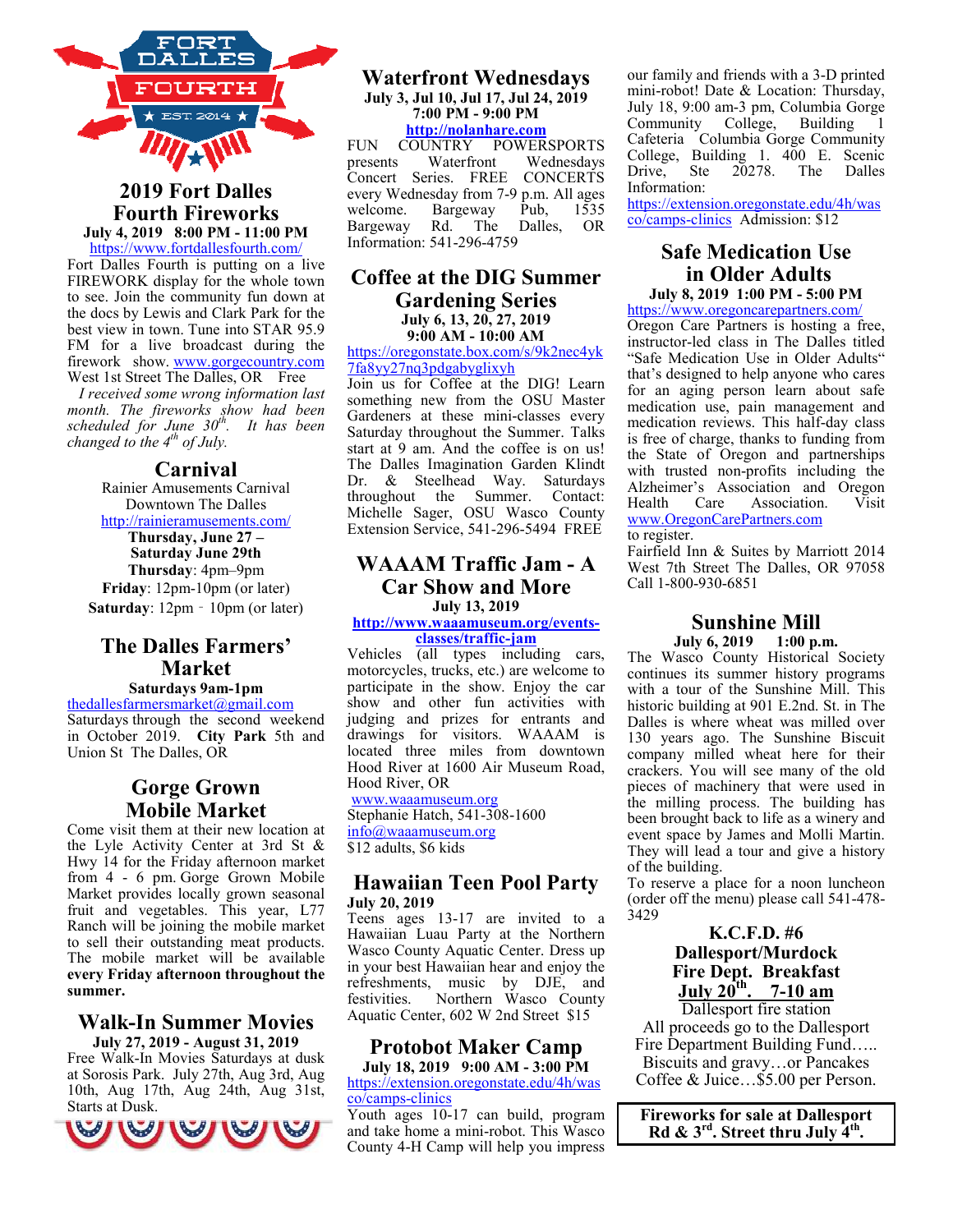## 2019 Fort Dalles Fourth Fireworks

**July 4, 2019 8:00 PM - 11:00 PM**

https://www.fortdallesfourth.com/

Fort Dalles Fourth is putting on a live FIREWORK display for the whole town to see. Join the community fun down at the docs by Lewis and Clark Park for the best view in town. Tune into STAR 95.9 FM for a live broadcast during the firework show. www.gorgecountry.com West 1st Street The Dalles, OR Free

*I received some wrong information last month. The fireworks show had been scheduled for June 30th. It has been changed to the 4th of July.*

## Carnival

Rainier Amusements Carnival
Downtown The Dalles
http://rainieramusements.com/

**Thursday, June 27 – Saturday June 29th**

**Thursday**: 4pm–9pm
**Friday**: 12pm-10pm (or later)
**Saturday**: 12pm - 10pm (or later)

## The Dalles Farmers' Market

**Saturdays 9am-1pm**

thedallesfarmersmarket@gmail.com

Saturdays through the second weekend in October 2019. **City Park** 5th and Union St The Dalles, OR

## Gorge Grown Mobile Market

Come visit them at their new location at the Lyle Activity Center at 3rd St & Hwy 14 for the Friday afternoon market from 4 - 6 pm. Gorge Grown Mobile Market provides locally grown seasonal fruit and vegetables. This year, L77 Ranch will be joining the mobile market to sell their outstanding meat products. The mobile market will be available **every Friday afternoon throughout the summer.**

## Walk-In Summer Movies

**July 27, 2019 - August 31, 2019**

Free Walk-In Movies Saturdays at dusk at Sorosis Park. July 27th, Aug 3rd, Aug 10th, Aug 17th, Aug 24th, Aug 31st, Starts at Dusk.

## Waterfront Wednesdays

**July 3, Jul 10, Jul 17, Jul 24, 2019**
**7:00 PM - 9:00 PM**

**http://nolanhare.com**

FUN COUNTRY POWERSPORTS presents Waterfront Wednesdays Concert Series. FREE CONCERTS every Wednesday from 7-9 p.m. All ages welcome. Bargeway Pub, 1535 Bargeway Rd. The Dalles, OR Information: 541-296-4759

## Coffee at the DIG Summer Gardening Series

**July 6, 13, 20, 27, 2019**
**9:00 AM - 10:00 AM**

https://oregonstate.box.com/s/9k2nec4yk7fa8yy27nq3pdgabyglixyh

Join us for Coffee at the DIG! Learn something new from the OSU Master Gardeners at these mini-classes every Saturday throughout the Summer. Talks start at 9 am. And the coffee is on us! The Dalles Imagination Garden Klindt Dr. & Steelhead Way. Saturdays throughout the Summer. Contact: Michelle Sager, OSU Wasco County Extension Service, 541-296-5494 FREE

## WAAAM Traffic Jam - A Car Show and More

**July 13, 2019**

**http://www.waaamuseum.org/events-classes/traffic-jam**

Vehicles (all types including cars, motorcycles, trucks, etc.) are welcome to participate in the show. Enjoy the car show and other fun activities with judging and prizes for entrants and drawings for visitors. WAAAM is located three miles from downtown Hood River at 1600 Air Museum Road, Hood River, OR

www.waaamuseum.org
Stephanie Hatch, 541-308-1600
info@waaamuseum.org
$12 adults, $6 kids

## Hawaiian Teen Pool Party

**July 20, 2019**

Teens ages 13-17 are invited to a Hawaiian Luau Party at the Northern Wasco County Aquatic Center. Dress up in your best Hawaiian hear and enjoy the refreshments, music by DJE, and festivities. Northern Wasco County Aquatic Center, 602 W 2nd Street $15

## Protobot Maker Camp

**July 18, 2019 9:00 AM - 3:00 PM**

https://extension.oregonstate.edu/4h/wasco/camps-clinics

Youth ages 10-17 can build, program and take home a mini-robot. This Wasco County 4-H Camp will help you impress our family and friends with a 3-D printed mini-robot! Date & Location: Thursday, July 18, 9:00 am-3 pm, Columbia Gorge Community College, Building 1 Cafeteria Columbia Gorge Community College, Building 1. 400 E. Scenic Drive, Ste 20278. The Dalles Information: https://extension.oregonstate.edu/4h/wasco/camps-clinics Admission: $12

## Safe Medication Use in Older Adults

**July 8, 2019 1:00 PM - 5:00 PM**

https://www.oregoncarepartners.com/

Oregon Care Partners is hosting a free, instructor-led class in The Dalles titled "Safe Medication Use in Older Adults" that's designed to help anyone who cares for an aging person learn about safe medication use, pain management and medication reviews. This half-day class is free of charge, thanks to funding from the State of Oregon and partnerships with trusted non-profits including the Alzheimer's Association and Oregon Health Care Association. Visit www.OregonCarePartners.com to register.

Fairfield Inn & Suites by Marriott 2014 West 7th Street The Dalles, OR 97058 Call 1-800-930-6851

## Sunshine Mill

**July 6, 2019 1:00 p.m.**

The Wasco County Historical Society continues its summer history programs with a tour of the Sunshine Mill. This historic building at 901 E.2nd. St. in The Dalles is where wheat was milled over 130 years ago. The Sunshine Biscuit company milled wheat here for their crackers. You will see many of the old pieces of machinery that were used in the milling process. The building has been brought back to life as a winery and event space by James and Molli Martin. They will lead a tour and give a history of the building.

To reserve a place for a noon luncheon (order off the menu) please call 541-478-3429

## K.C.F.D. #6 Dallesport/Murdock Fire Dept. Breakfast

**July 20th. 7-10 am**

Dallesport fire station
All proceeds go to the Dallesport Fire Department Building Fund…..
Biscuits and gravy…or Pancakes
Coffee & Juice…$5.00 per Person.

**Fireworks for sale at Dallesport Rd & 3rd. Street thru July 4th.**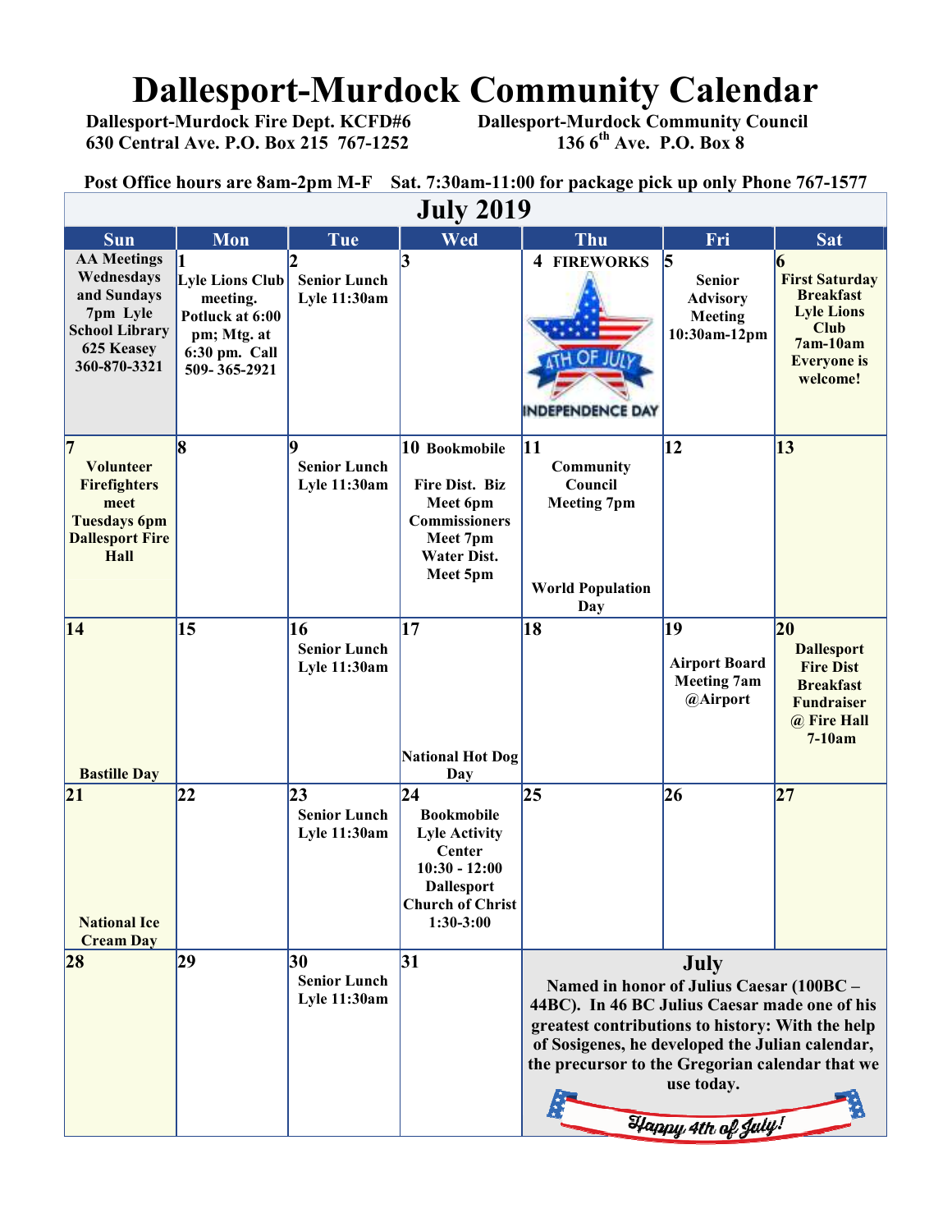# Dallesport-Murdock Community Calendar

**Dallesport-Murdock Fire Dept. KCFD#6**
**630 Central Ave. P.O. Box 215 767-1252**

**Dallesport-Murdock Community Council**
**136 6th Ave. P.O. Box 8**

**Post Office hours are 8am-2pm M-F Sat. 7:30am-11:00 for package pick up only Phone 767-1577**

## July 2019

| Sun | Mon | Tue | Wed | Thu | Fri | Sat |
|---|---|---|---|---|---|---|
| AA Meetings Wednesdays and Sundays 7pm Lyle School Library 625 Keasey 360-870-3321 | 1 Lyle Lions Club meeting. Potluck at 6:00 pm; Mtg. at 6:30 pm. Call 509- 365-2921 | 2 Senior Lunch Lyle 11:30am | 3 | 4 FIREWORKS 4TH OF JULY INDEPENDENCE DAY | 5 Senior Advisory Meeting 10:30am-12pm | 6 First Saturday Breakfast Lyle Lions Club 7am-10am Everyone is welcome! |
| 7 Volunteer Firefighters meet Tuesdays 6pm Dallesport Fire Hall | 8 | 9 Senior Lunch Lyle 11:30am | 10 Bookmobile Fire Dist. Biz Meet 6pm Commissioners Meet 7pm Water Dist. Meet 5pm | 11 Community Council Meeting 7pm World Population Day | 12 | 13 |
| 14 Bastille Day | 15 | 16 Senior Lunch Lyle 11:30am | 17 National Hot Dog Day | 18 | 19 Airport Board Meeting 7am @Airport | 20 Dallesport Fire Dist Breakfast Fundraiser @ Fire Hall 7-10am |
| 21 National Ice Cream Day | 22 | 23 Senior Lunch Lyle 11:30am | 24 Bookmobile Lyle Activity Center 10:30 - 12:00 Dallesport Church of Christ 1:30-3:00 | 25 | 26 | 27 |
| 28 | 29 | 30 Senior Lunch Lyle 11:30am | 31 | **July** Named in honor of Julius Caesar (100BC – 44BC). In 46 BC Julius Caesar made one of his greatest contributions to history: With the help of Sosigenes, he developed the Julian calendar, the precursor to the Gregorian calendar that we use today. Happy 4th of July! | | |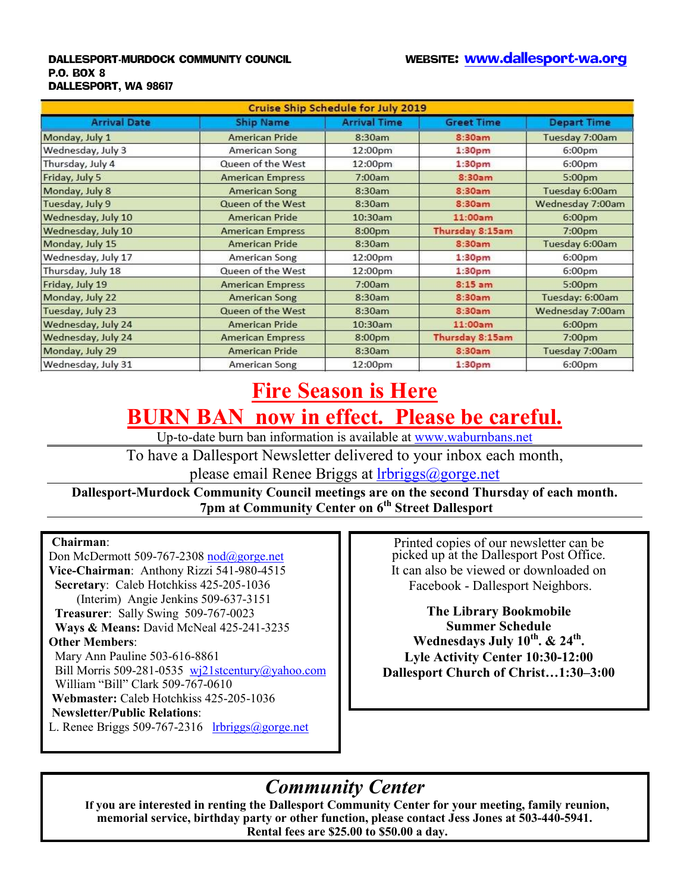**DALLESPORT-MURDOCK COMMUNITY COUNCIL**
**P.O. BOX 8**
**DALLESPORT, WA 98617**

**WEBSITE: www.dallesport-wa.org**

| Cruise Ship Schedule for July 2019 | | | | |
|---|---|---|---|---|
| Arrival Date | Ship Name | Arrival Time | Greet Time | Depart Time |
| Monday, July 1 | American Pride | 8:30am | 8:30am | Tuesday 7:00am |
| Wednesday, July 3 | American Song | 12:00pm | 1:30pm | 6:00pm |
| Thursday, July 4 | Queen of the West | 12:00pm | 1:30pm | 6:00pm |
| Friday, July 5 | American Empress | 7:00am | 8:30am | 5:00pm |
| Monday, July 8 | American Song | 8:30am | 8:30am | Tuesday 6:00am |
| Tuesday, July 9 | Queen of the West | 8:30am | 8:30am | Wednesday 7:00am |
| Wednesday, July 10 | American Pride | 10:30am | 11:00am | 6:00pm |
| Wednesday, July 10 | American Empress | 8:00pm | Thursday 8:15am | 7:00pm |
| Monday, July 15 | American Pride | 8:30am | 8:30am | Tuesday 6:00am |
| Wednesday, July 17 | American Song | 12:00pm | 1:30pm | 6:00pm |
| Thursday, July 18 | Queen of the West | 12:00pm | 1:30pm | 6:00pm |
| Friday, July 19 | American Empress | 7:00am | 8:15 am | 5:00pm |
| Monday, July 22 | American Song | 8:30am | 8:30am | Tuesday: 6:00am |
| Tuesday, July 23 | Queen of the West | 8:30am | 8:30am | Wednesday 7:00am |
| Wednesday, July 24 | American Pride | 10:30am | 11:00am | 6:00pm |
| Wednesday, July 24 | American Empress | 8:00pm | Thursday 8:15am | 7:00pm |
| Monday, July 29 | American Pride | 8:30am | 8:30am | Tuesday 7:00am |
| Wednesday, July 31 | American Song | 12:00pm | 1:30pm | 6:00pm |

# Fire Season is Here
# BURN BAN now in effect. Please be careful.

Up-to-date burn ban information is available at www.waburnbans.net

To have a Dallesport Newsletter delivered to your inbox each month, please email Renee Briggs at lrbriggs@gorge.net

**Dallesport-Murdock Community Council meetings are on the second Thursday of each month. 7pm at Community Center on 6th Street Dallesport**

**Chairman**:
Don McDermott 509-767-2308 nod@gorge.net
**Vice-Chairman**: Anthony Rizzi 541-980-4515
**Secretary**: Caleb Hotchkiss 425-205-1036
(Interim) Angie Jenkins 509-637-3151
**Treasurer**: Sally Swing 509-767-0023
**Ways & Means:** David McNeal 425-241-3235
**Other Members**:
Mary Ann Pauline 503-616-8861
Bill Morris 509-281-0535 wj21stcentury@yahoo.com
William "Bill" Clark 509-767-0610
**Webmaster:** Caleb Hotchkiss 425-205-1036
**Newsletter/Public Relations**:
L. Renee Briggs 509-767-2316 lrbriggs@gorge.net

Printed copies of our newsletter can be picked up at the Dallesport Post Office. It can also be viewed or downloaded on Facebook - Dallesport Neighbors.

**The Library Bookmobile**
**Summer Schedule**
**Wednesdays July 10th. & 24th.**
**Lyle Activity Center 10:30-12:00**
**Dallesport Church of Christ…1:30–3:00**

## *Community Center*

**If you are interested in renting the Dallesport Community Center for your meeting, family reunion, memorial service, birthday party or other function, please contact Jess Jones at 503-440-5941. Rental fees are $25.00 to $50.00 a day.**